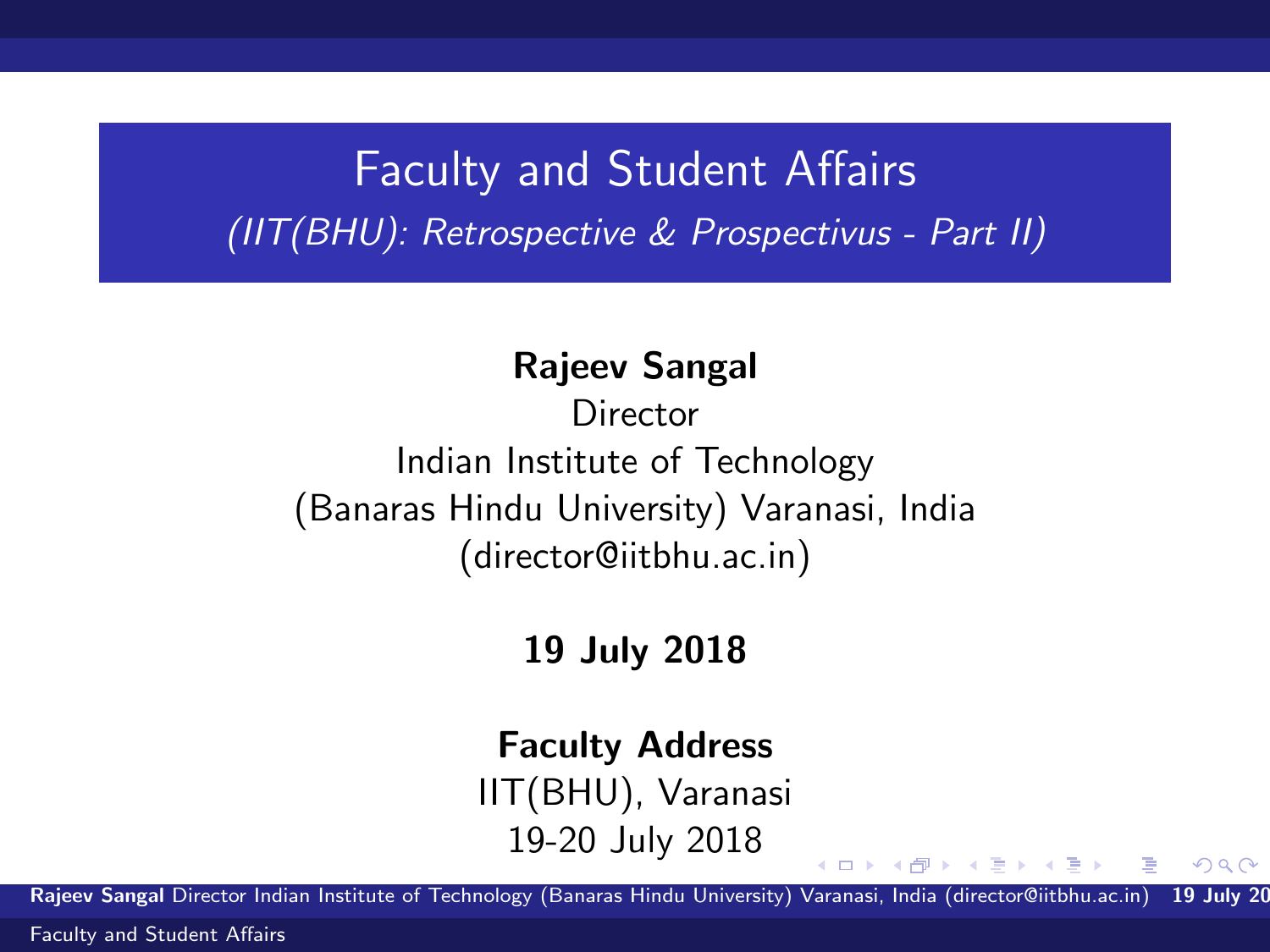# Faculty and Student Affairs

*(IIT(BHU): Retrospective & Prospectivus - Part II)*

**Rajeev Sangal**
Director
Indian Institute of Technology
(Banaras Hindu University) Varanasi, India
(director@iitbhu.ac.in)

**19 July 2018**

**Faculty Address**
IIT(BHU), Varanasi
19-20 July 2018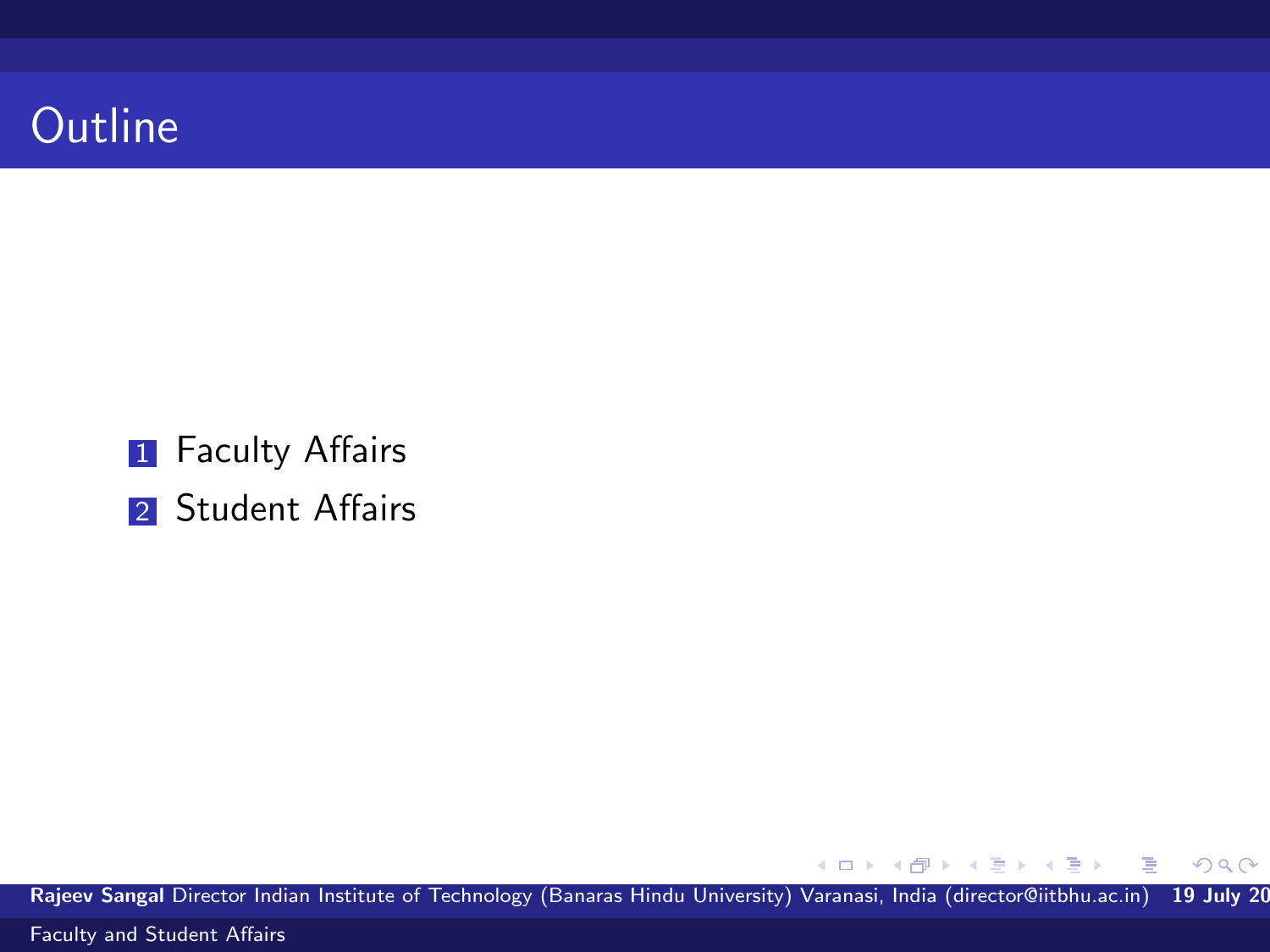# Outline

1. Faculty Affairs
2. Student Affairs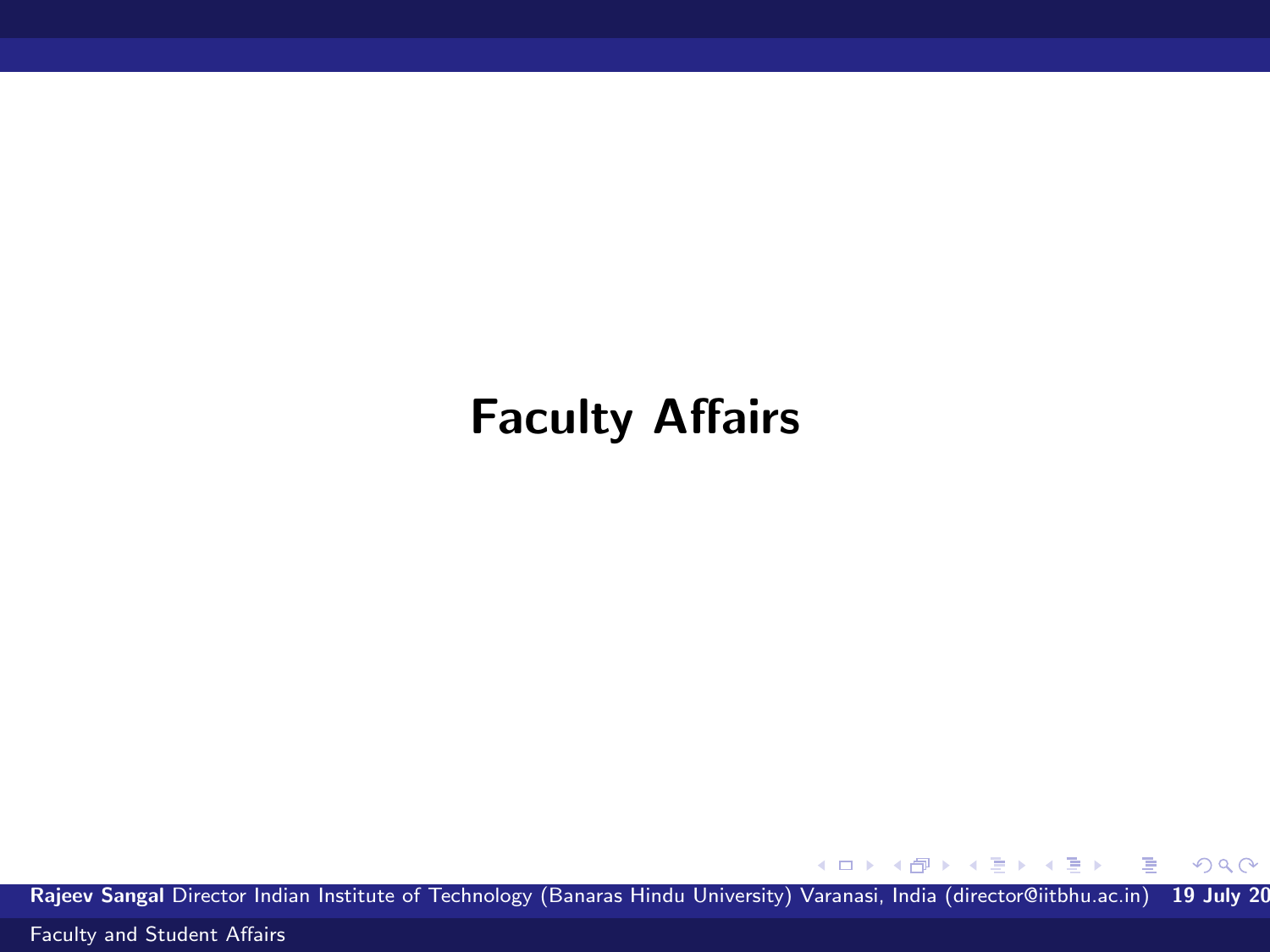# Faculty Affairs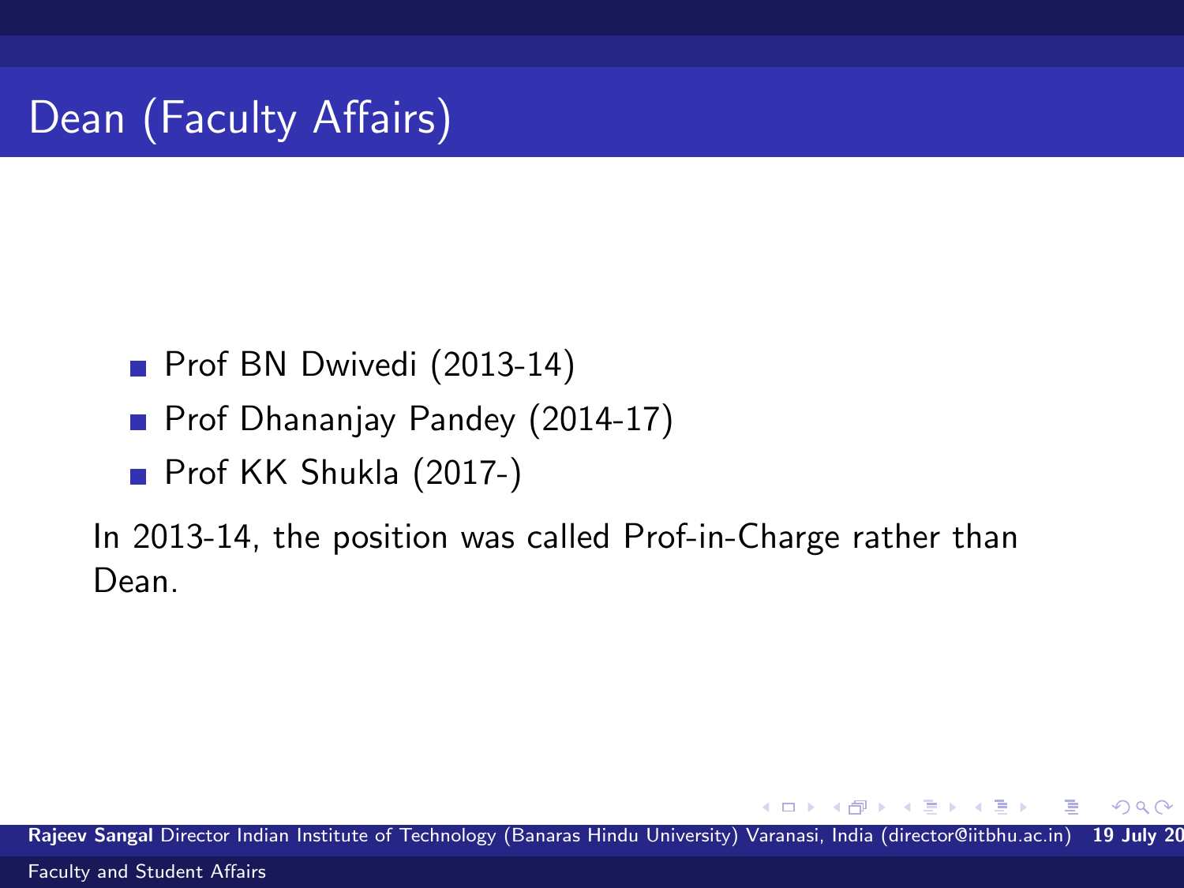# Dean (Faculty Affairs)

- Prof BN Dwivedi (2013-14)
- Prof Dhananjay Pandey (2014-17)
- Prof KK Shukla (2017-)

In 2013-14, the position was called Prof-in-Charge rather than Dean.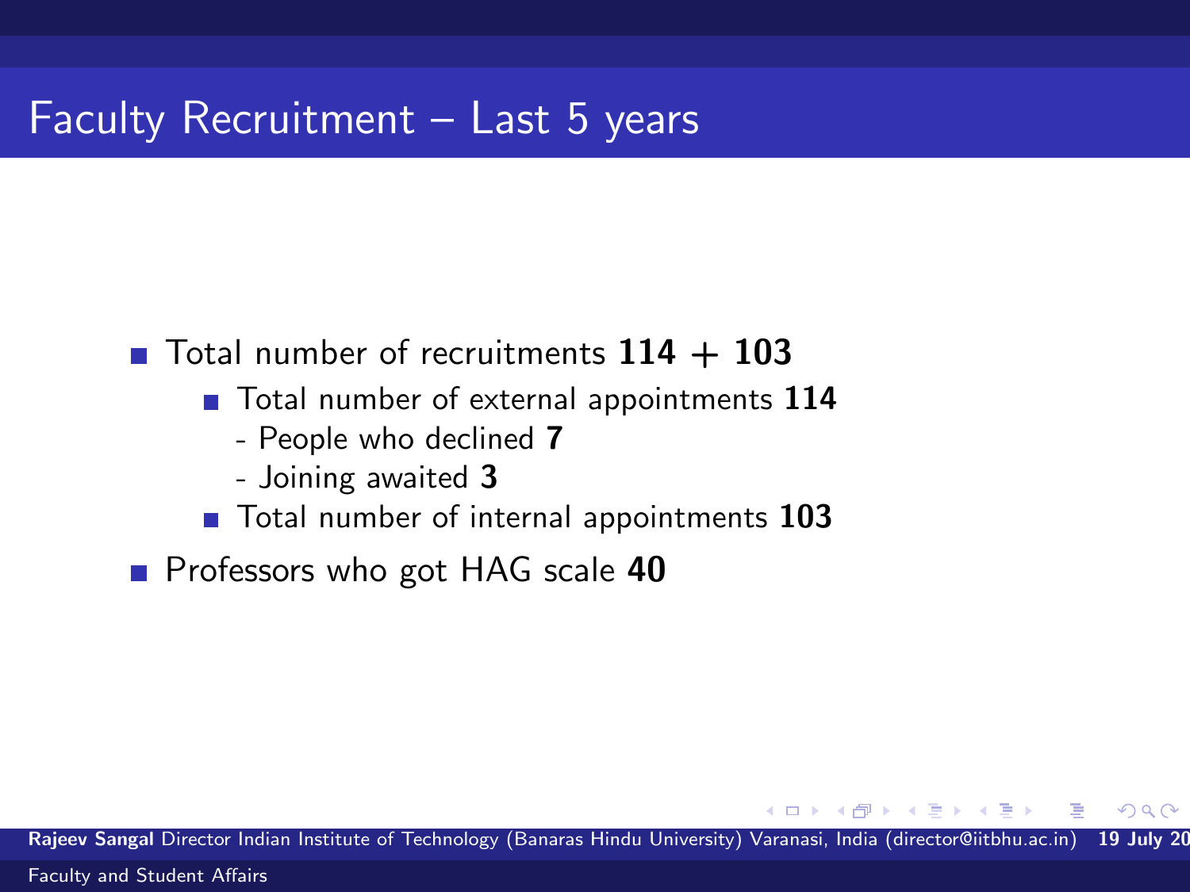# Faculty Recruitment – Last 5 years

- Total number of recruitments **114 + 103**
  - Total number of external appointments **114**
    - People who declined **7**
    - Joining awaited **3**
  - Total number of internal appointments **103**
- Professors who got HAG scale **40**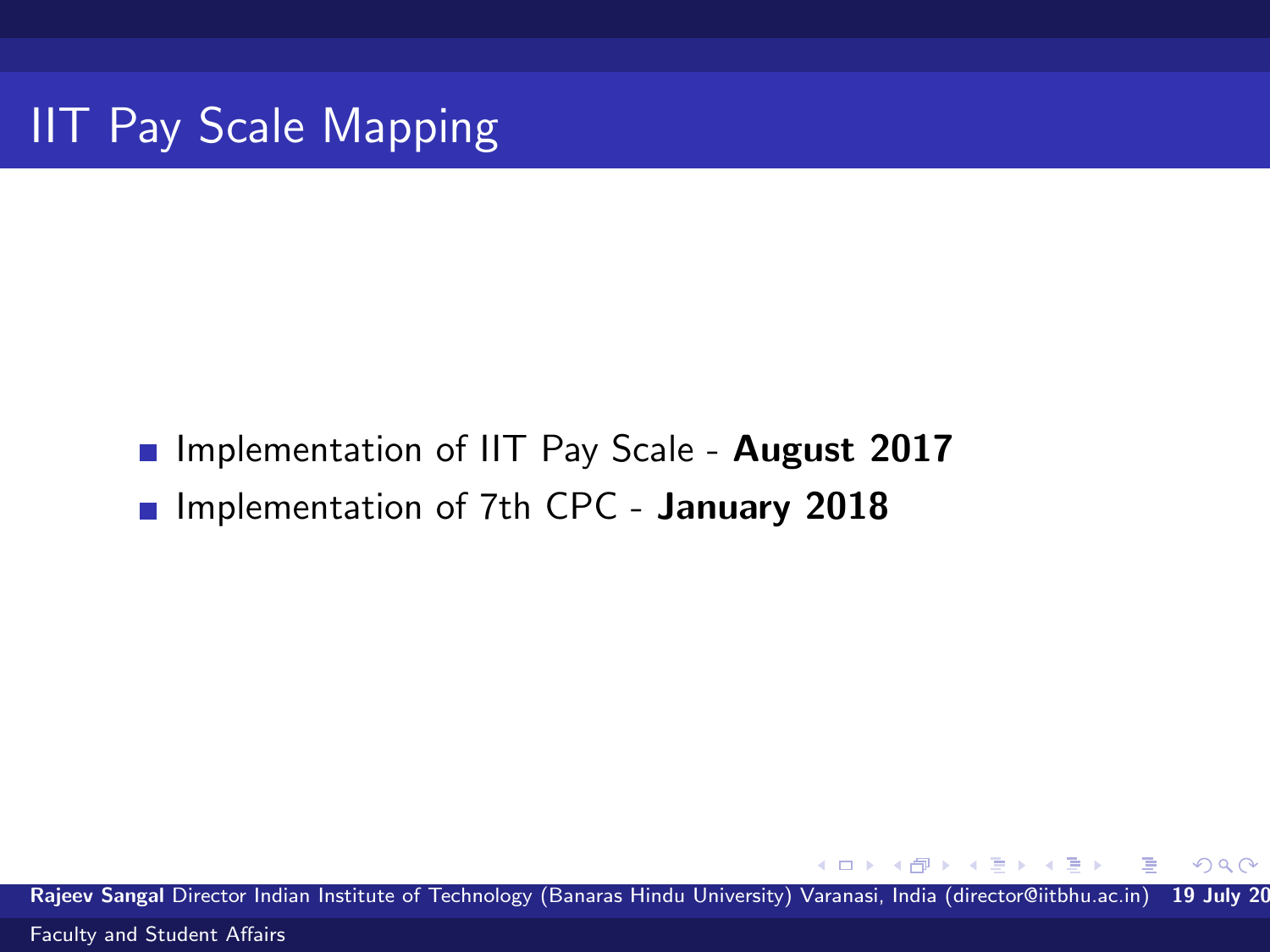# IIT Pay Scale Mapping

- Implementation of IIT Pay Scale - **August 2017**
- Implementation of 7th CPC - **January 2018**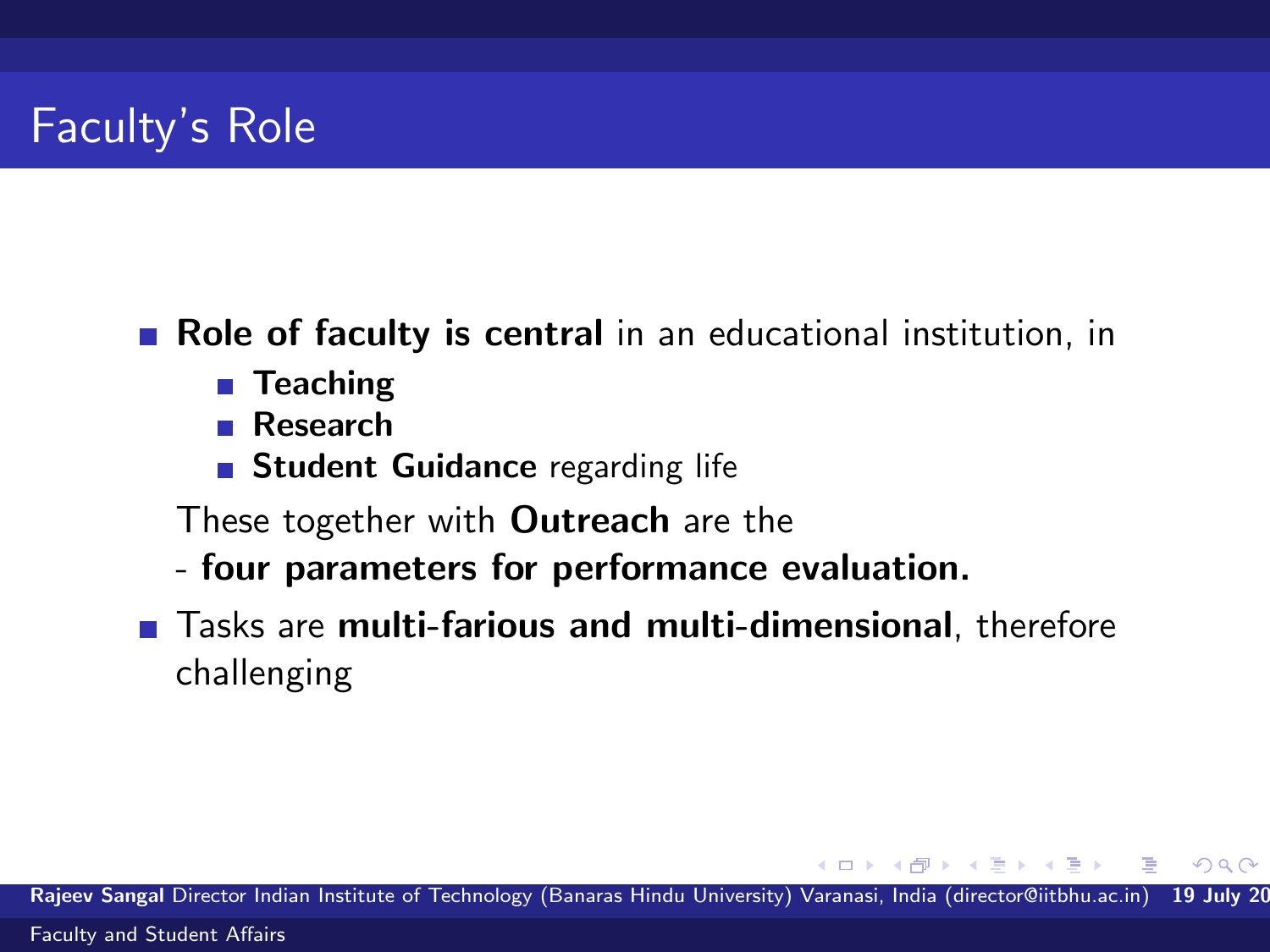# Faculty's Role

- **Role of faculty is central** in an educational institution, in
  - **Teaching**
  - **Research**
  - **Student Guidance** regarding life

  These together with **Outreach** are the
  - **four parameters for performance evaluation.**
- Tasks are **multi-farious and multi-dimensional**, therefore challenging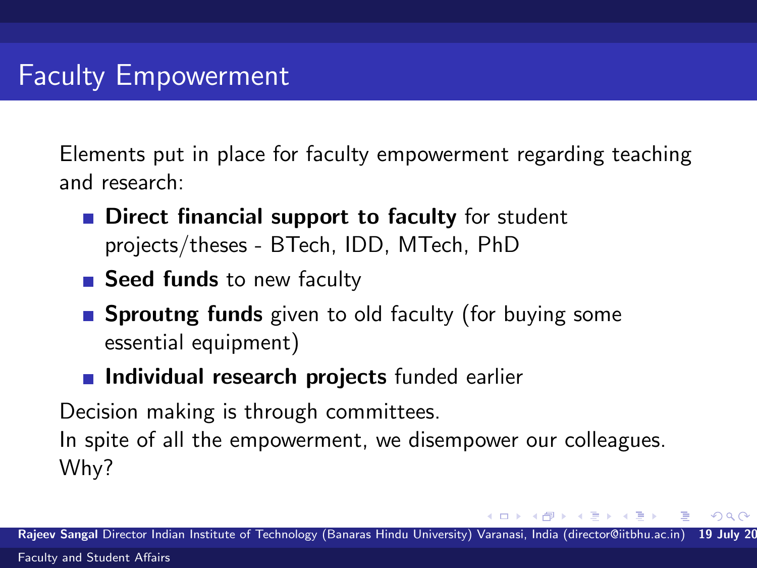# Faculty Empowerment

Elements put in place for faculty empowerment regarding teaching and research:

- **Direct financial support to faculty** for student projects/theses - BTech, IDD, MTech, PhD
- **Seed funds** to new faculty
- **Sproutng funds** given to old faculty (for buying some essential equipment)
- **Individual research projects** funded earlier

Decision making is through committees.
In spite of all the empowerment, we disempower our colleagues.
Why?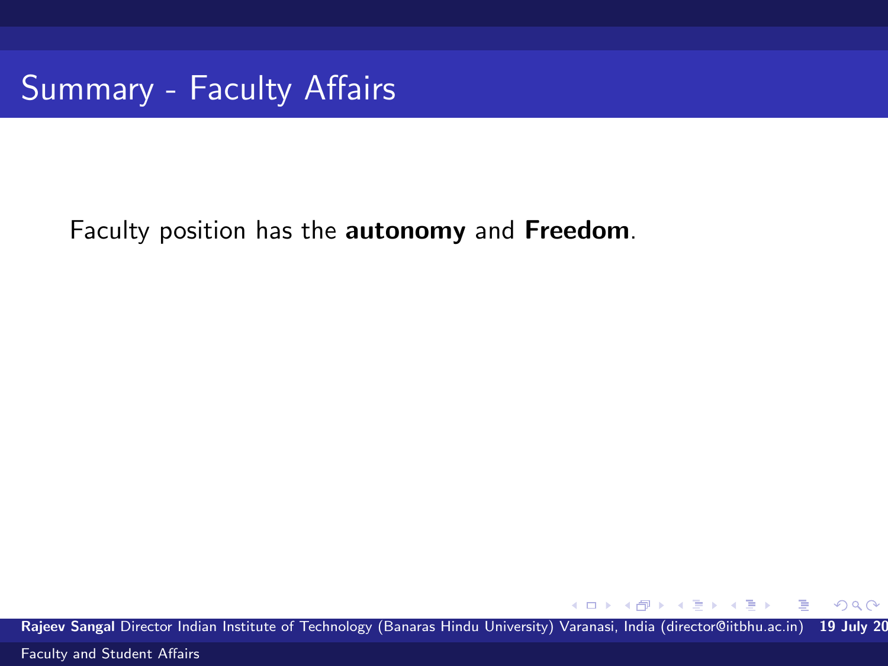# Summary - Faculty Affairs

Faculty position has the **autonomy** and **Freedom**.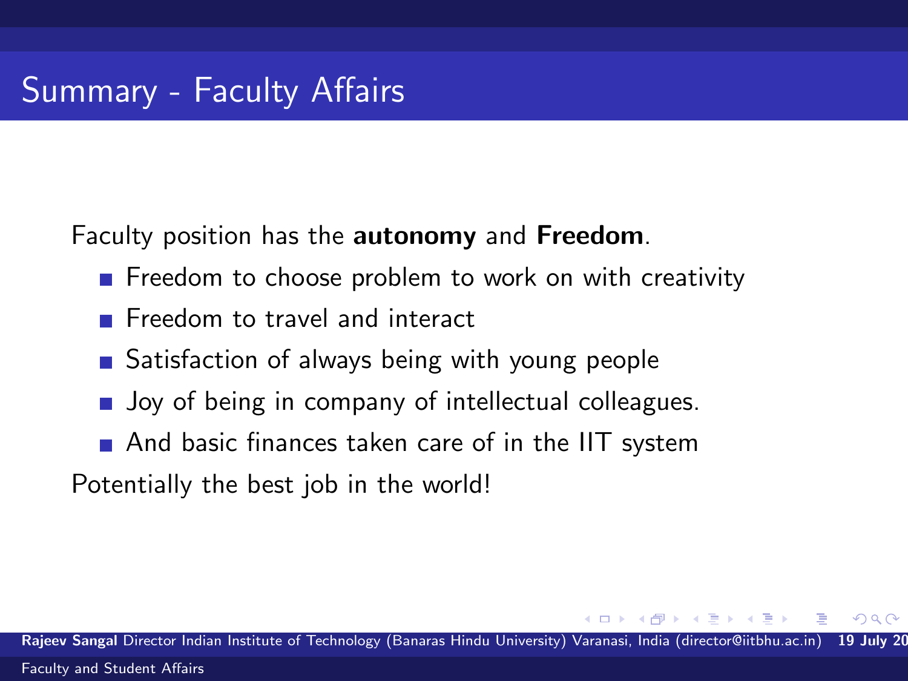## Summary - Faculty Affairs

Faculty position has the **autonomy** and **Freedom**.

- Freedom to choose problem to work on with creativity
- Freedom to travel and interact
- Satisfaction of always being with young people
- Joy of being in company of intellectual colleagues.
- And basic finances taken care of in the IIT system

Potentially the best job in the world!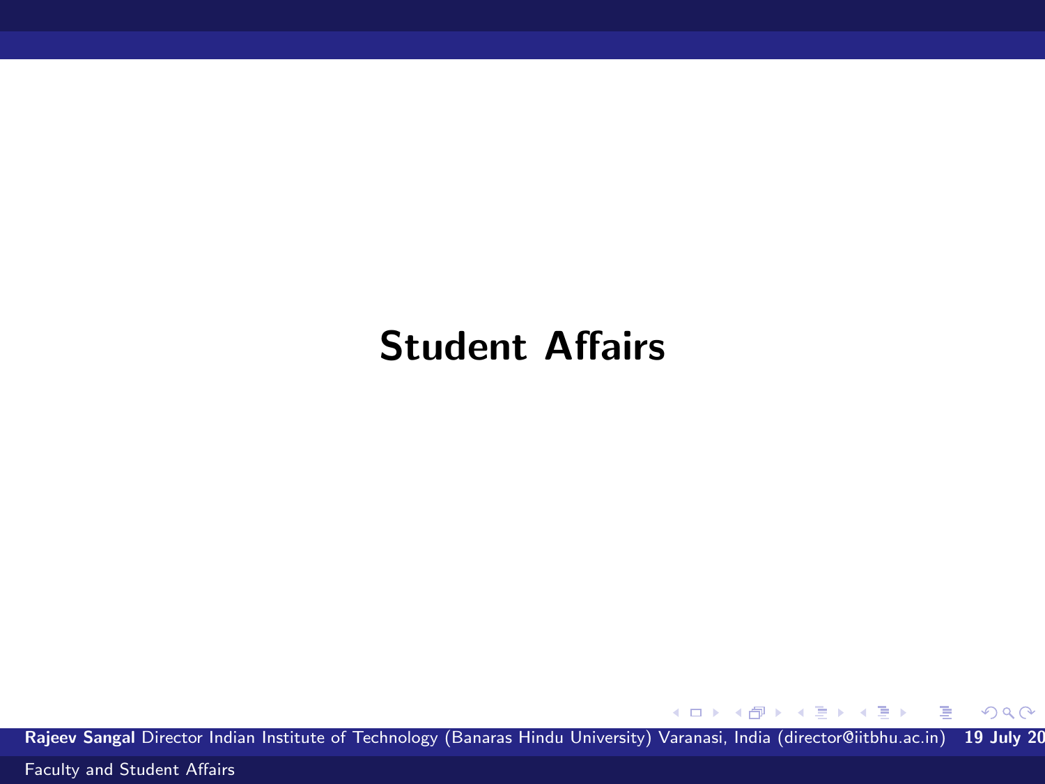# Student Affairs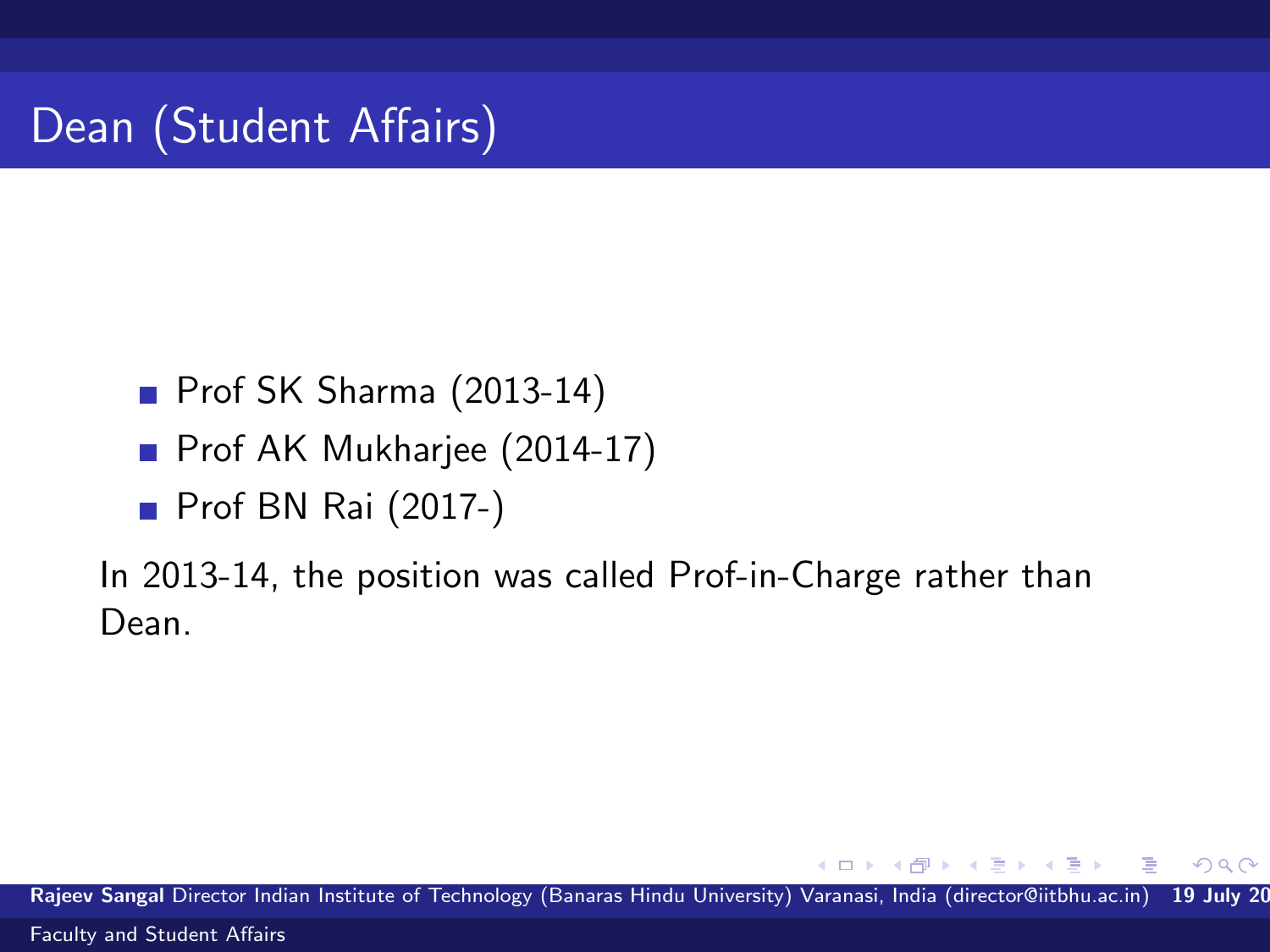# Dean (Student Affairs)

- Prof SK Sharma (2013-14)
- Prof AK Mukharjee (2014-17)
- Prof BN Rai (2017-)

In 2013-14, the position was called Prof-in-Charge rather than Dean.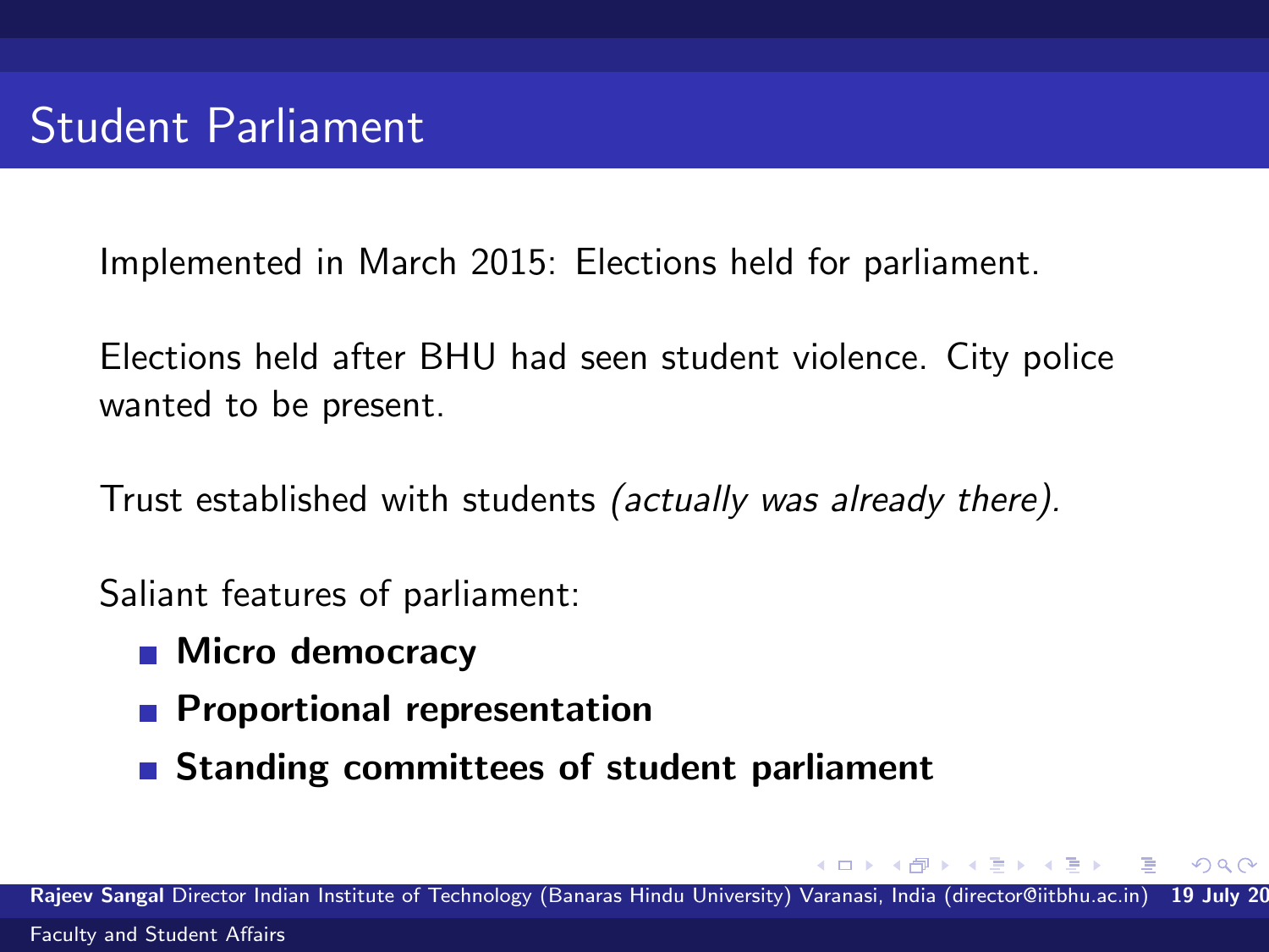# Student Parliament

Implemented in March 2015: Elections held for parliament.

Elections held after BHU had seen student violence. City police wanted to be present.

Trust established with students *(actually was already there).*

Saliant features of parliament:

- **Micro democracy**
- **Proportional representation**
- **Standing committees of student parliament**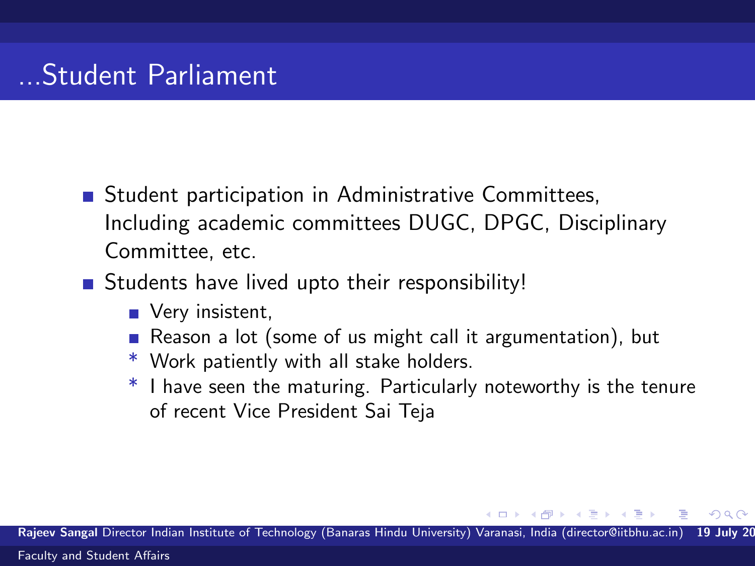# ...Student Parliament

- Student participation in Administrative Committees, Including academic committees DUGC, DPGC, Disciplinary Committee, etc.
- Students have lived upto their responsibility!
  - Very insistent,
  - Reason a lot (some of us might call it argumentation), but
  - * Work patiently with all stake holders.
  - * I have seen the maturing. Particularly noteworthy is the tenure of recent Vice President Sai Teja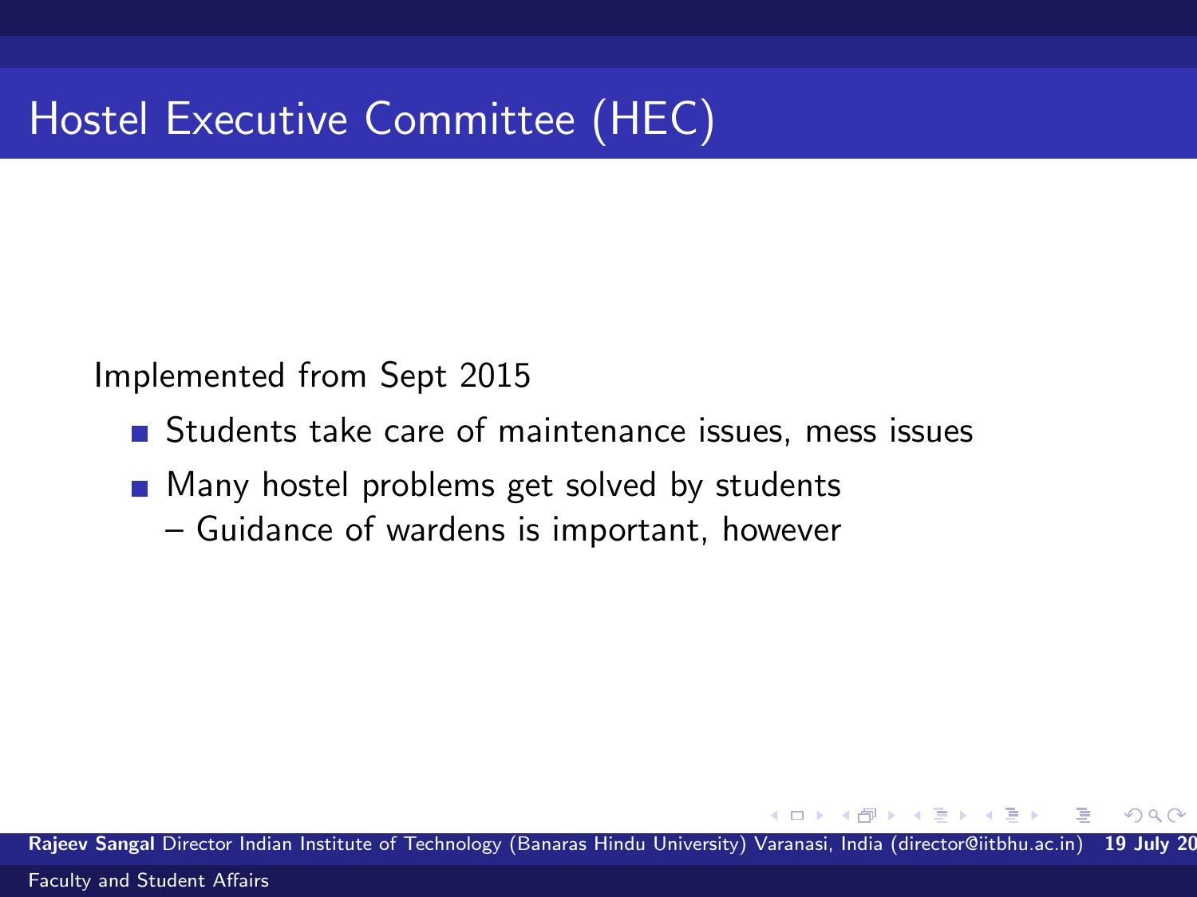# Hostel Executive Committee (HEC)

Implemented from Sept 2015

- Students take care of maintenance issues, mess issues
- Many hostel problems get solved by students
  – Guidance of wardens is important, however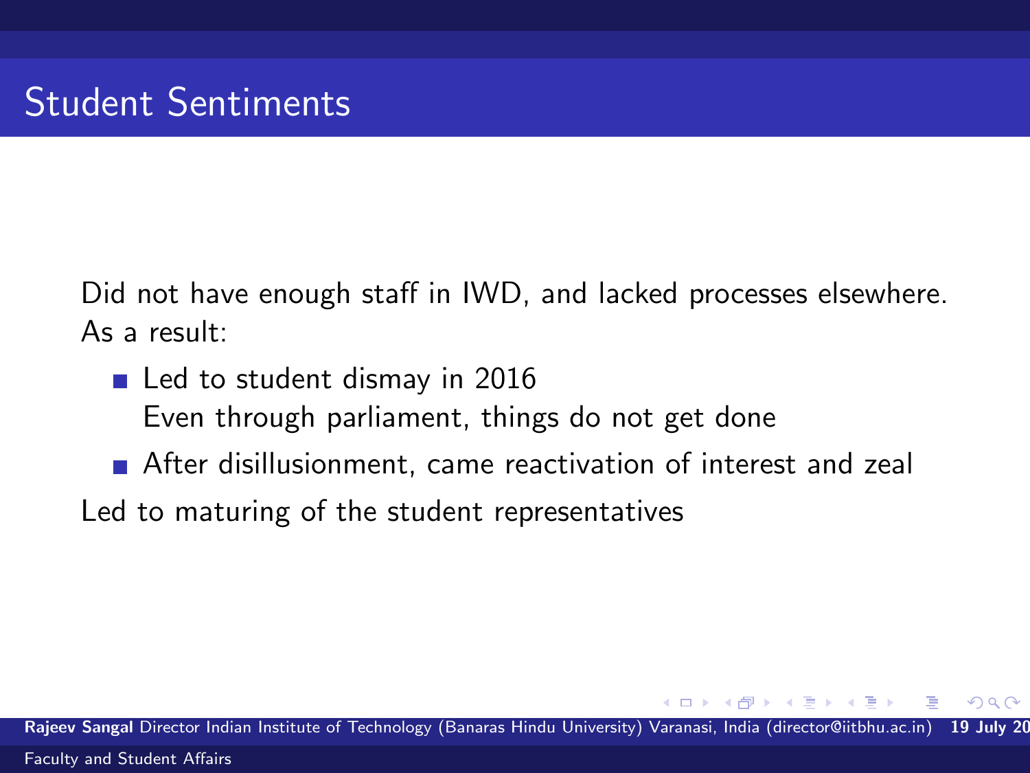# Student Sentiments

Did not have enough staff in IWD, and lacked processes elsewhere. As a result:

- Led to student dismay in 2016
  Even through parliament, things do not get done
- After disillusionment, came reactivation of interest and zeal

Led to maturing of the student representatives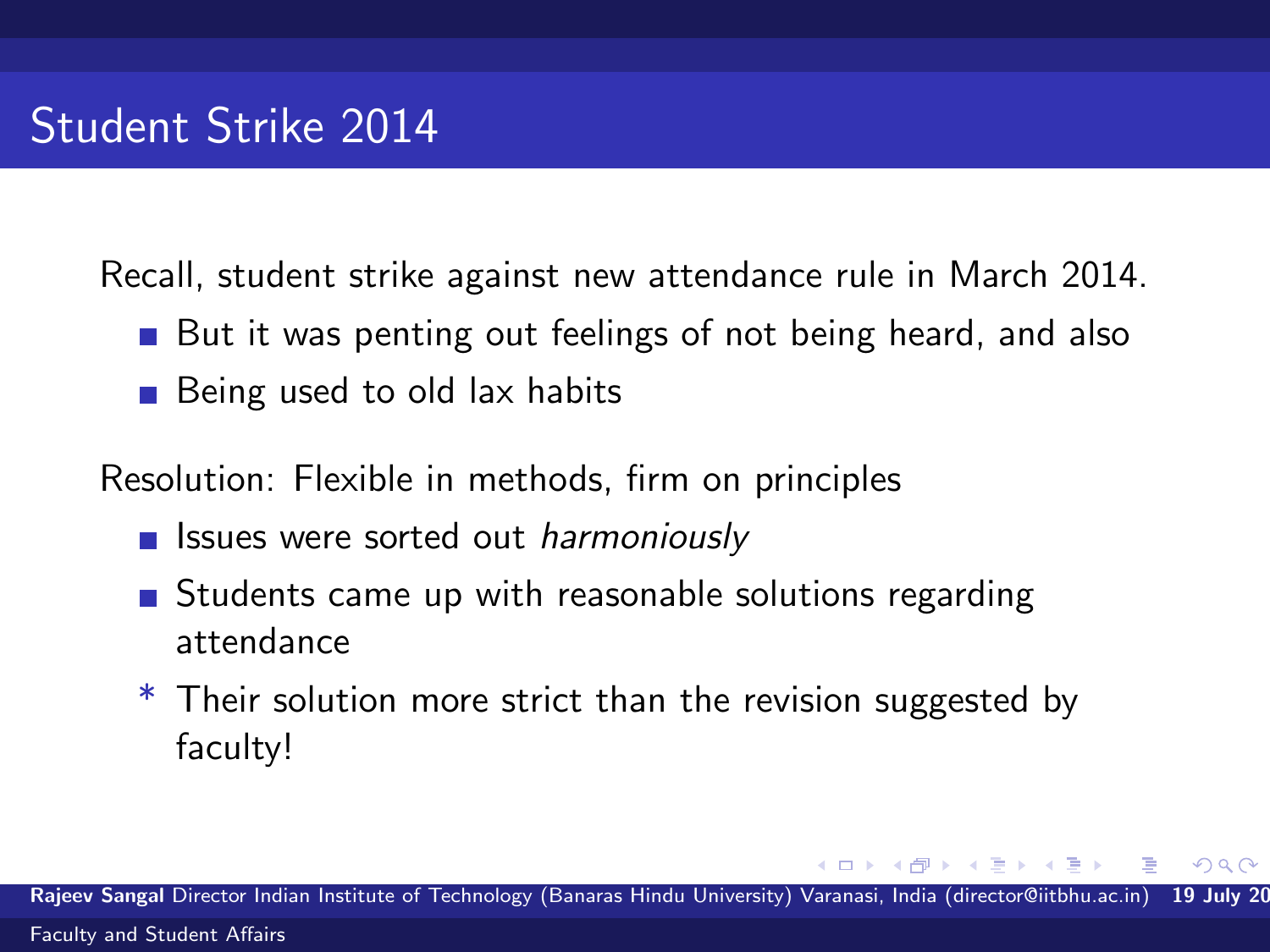# Student Strike 2014

Recall, student strike against new attendance rule in March 2014.

- But it was penting out feelings of not being heard, and also
- Being used to old lax habits

Resolution: Flexible in methods, firm on principles

- Issues were sorted out *harmoniously*
- Students came up with reasonable solutions regarding attendance
- \* Their solution more strict than the revision suggested by faculty!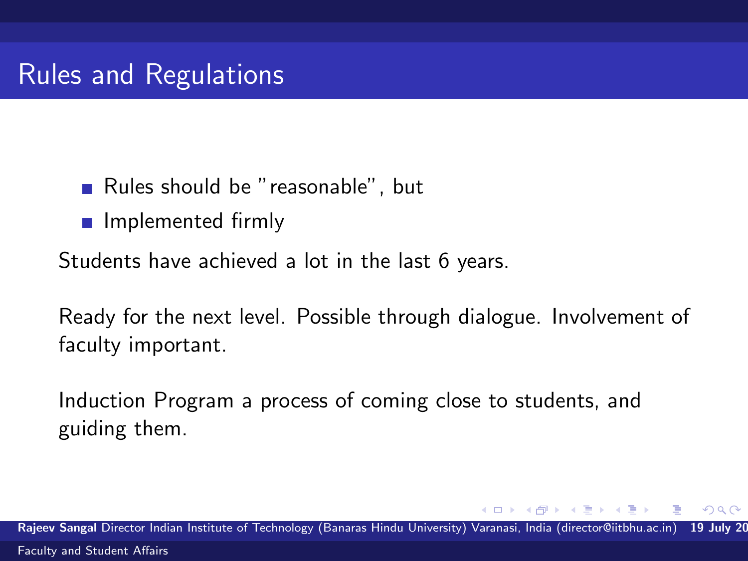# Rules and Regulations

- Rules should be "reasonable", but
- Implemented firmly

Students have achieved a lot in the last 6 years.

Ready for the next level. Possible through dialogue. Involvement of faculty important.

Induction Program a process of coming close to students, and guiding them.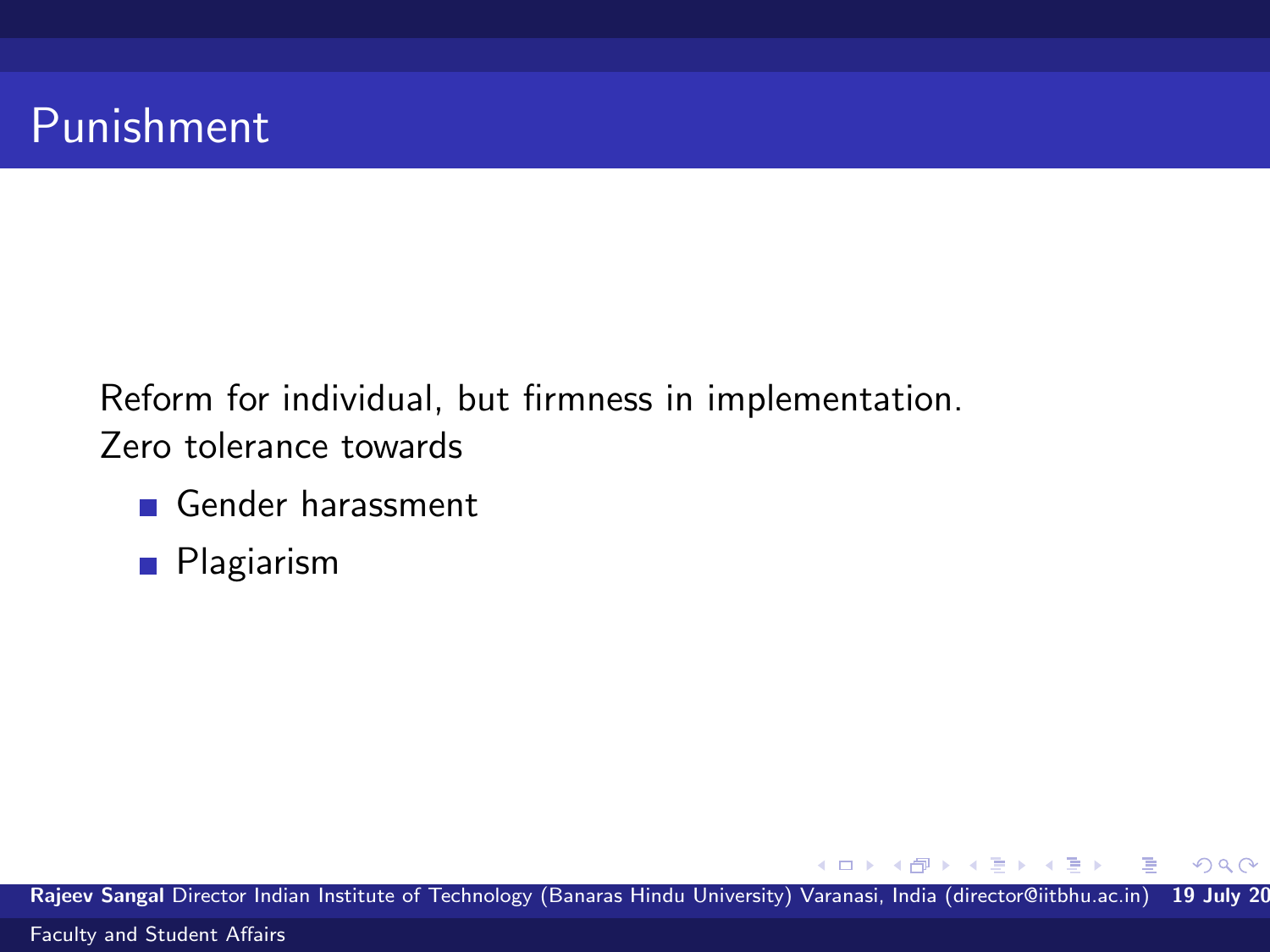# Punishment

Reform for individual, but firmness in implementation.
Zero tolerance towards

- Gender harassment
- Plagiarism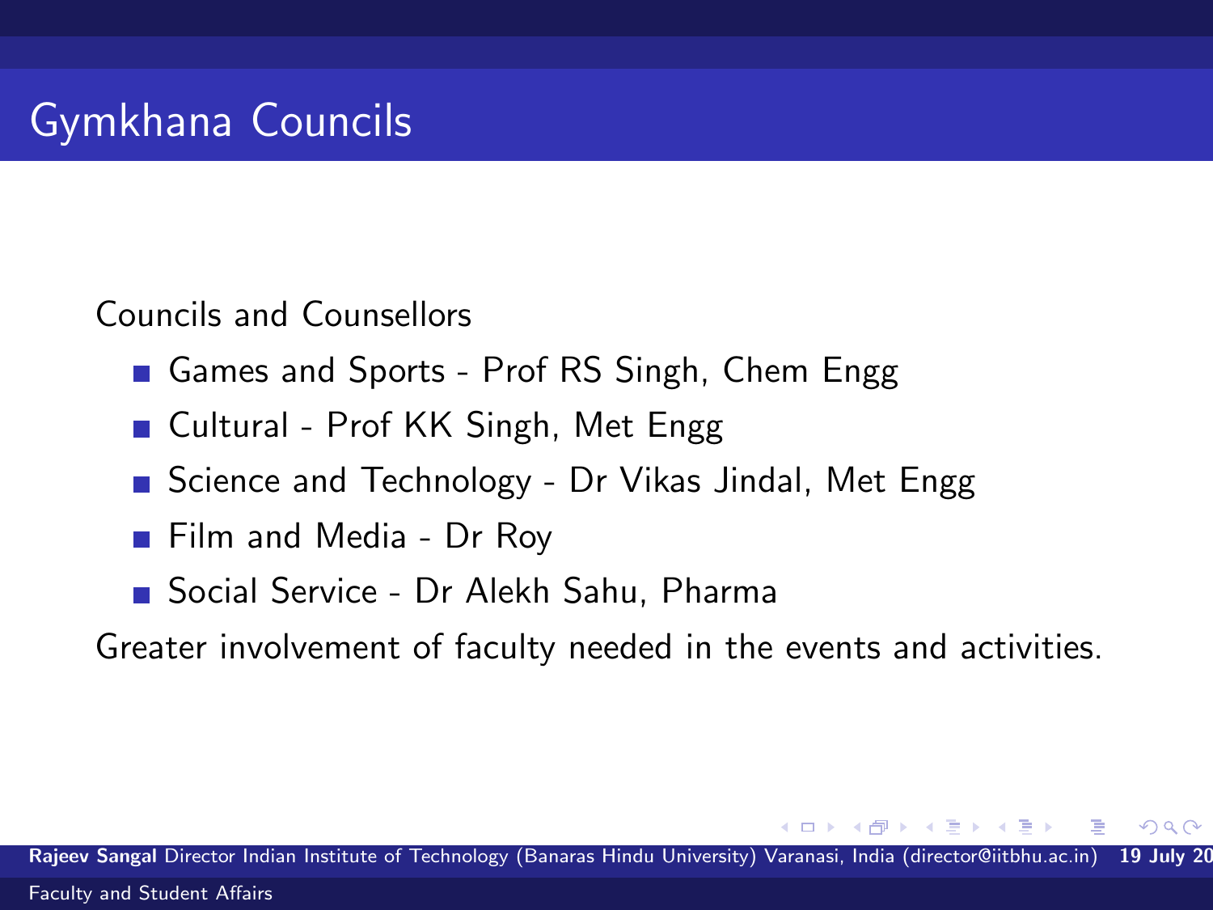# Gymkhana Councils

Councils and Counsellors

- Games and Sports - Prof RS Singh, Chem Engg
- Cultural - Prof KK Singh, Met Engg
- Science and Technology - Dr Vikas Jindal, Met Engg
- Film and Media - Dr Roy
- Social Service - Dr Alekh Sahu, Pharma

Greater involvement of faculty needed in the events and activities.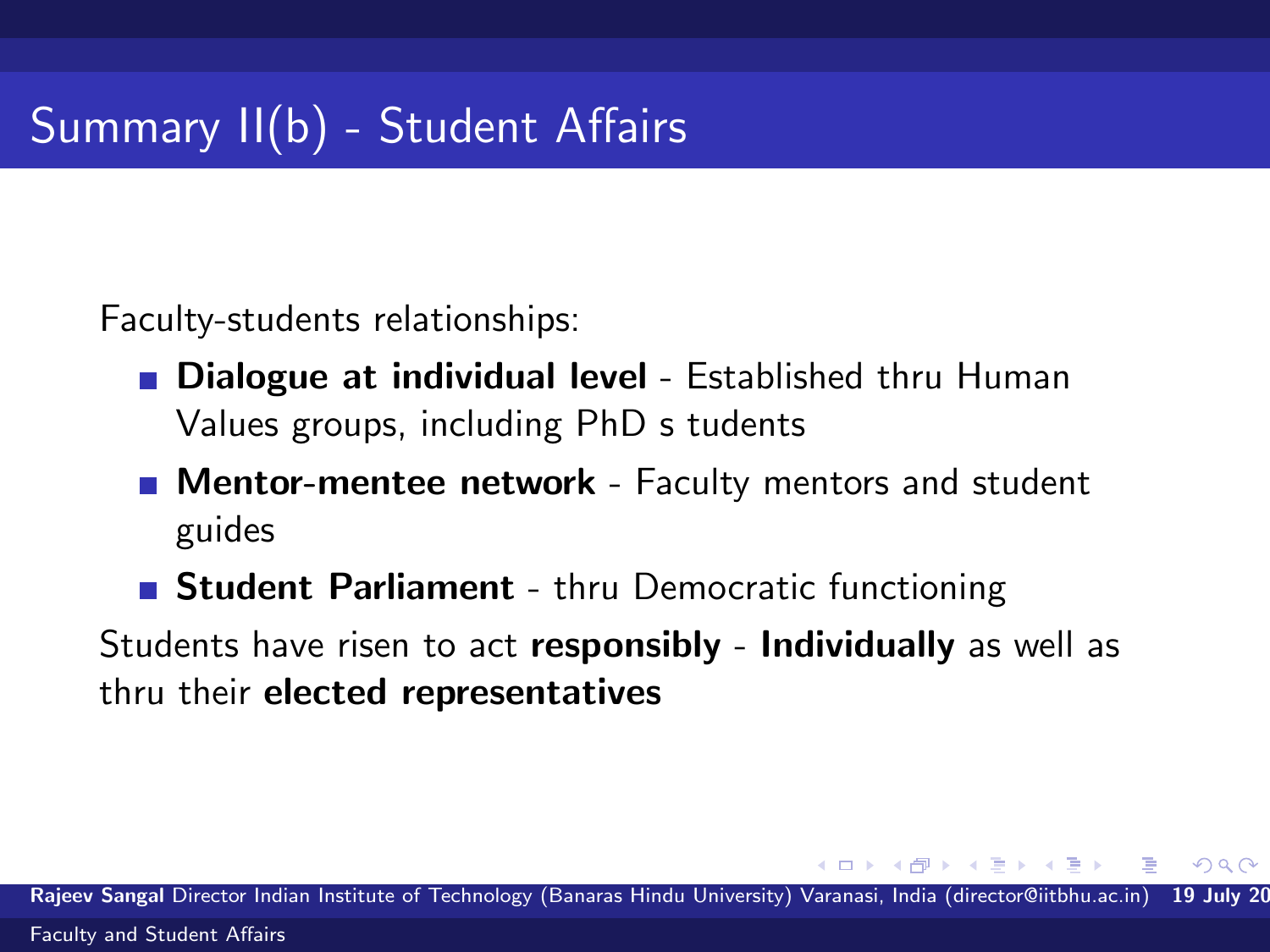# Summary II(b) - Student Affairs

Faculty-students relationships:

- **Dialogue at individual level** - Established thru Human Values groups, including PhD s tudents
- **Mentor-mentee network** - Faculty mentors and student guides
- **Student Parliament** - thru Democratic functioning

Students have risen to act **responsibly** - **Individually** as well as thru their **elected representatives**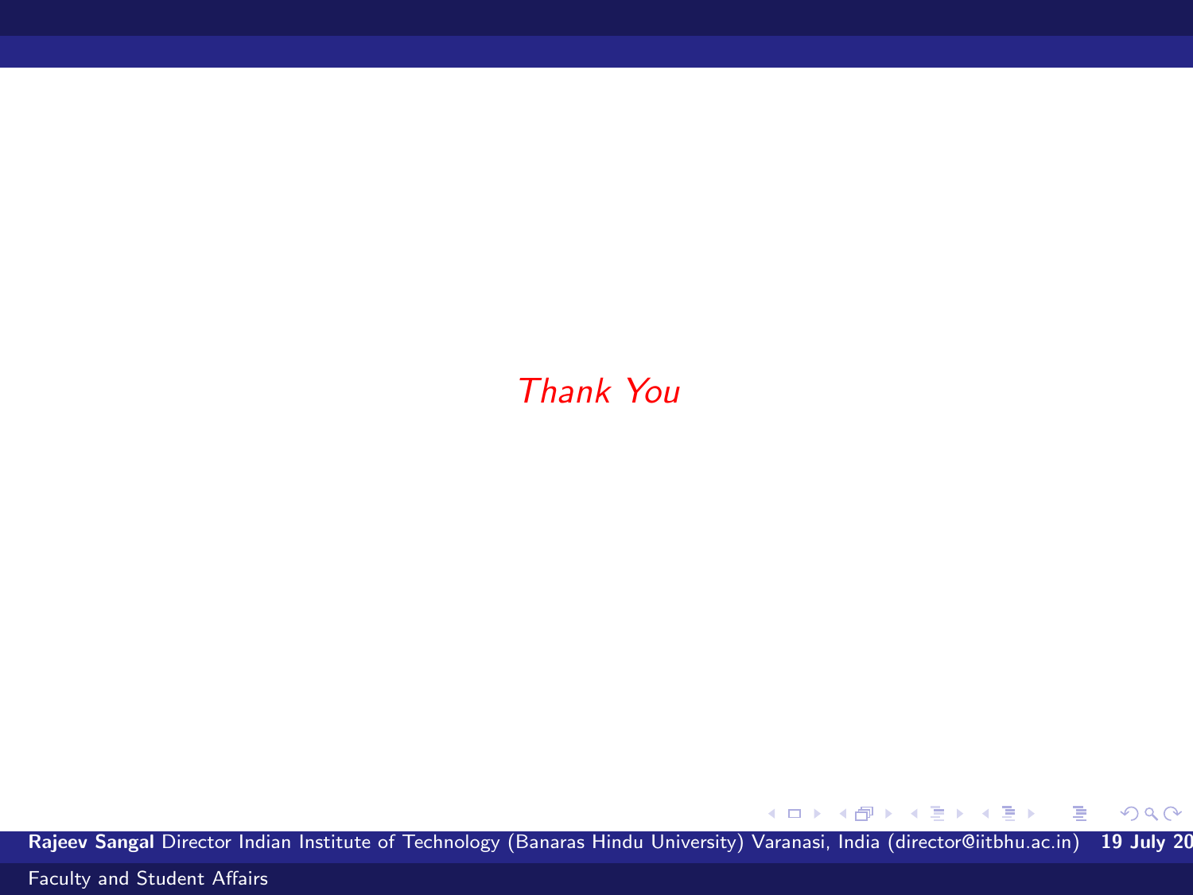*Thank You*